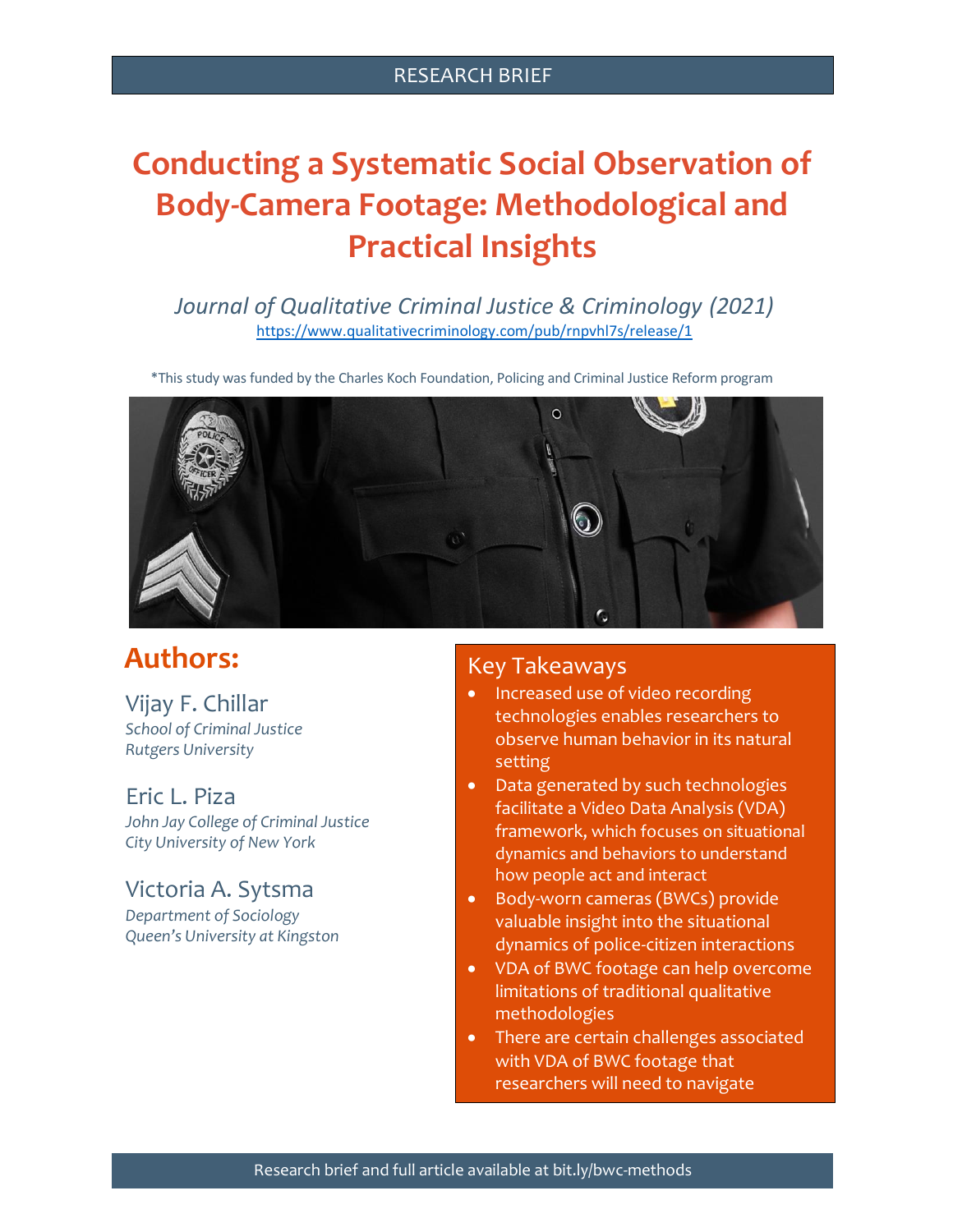RESEARCH BRIEF

# Conducting a Systematic Social Observation of Body-Camera Footage: Methodological and Practical Insights

*Journal of Qualitative Criminal Justice & Criminology (2021)*
https://www.qualitativecriminology.com/pub/rnpvhl7s/release/1

*This study was funded by the Charles Koch Foundation, Policing and Criminal Justice Reform program

## Authors:

Vijay F. Chillar
*School of Criminal Justice*
*Rutgers University*

Eric L. Piza
*John Jay College of Criminal Justice*
*City University of New York*

Victoria A. Sytsma
*Department of Sociology*
*Queen's University at Kingston*

## Key Takeaways

- Increased use of video recording technologies enables researchers to observe human behavior in its natural setting
- Data generated by such technologies facilitate a Video Data Analysis (VDA) framework, which focuses on situational dynamics and behaviors to understand how people act and interact
- Body-worn cameras (BWCs) provide valuable insight into the situational dynamics of police-citizen interactions
- VDA of BWC footage can help overcome limitations of traditional qualitative methodologies
- There are certain challenges associated with VDA of BWC footage that researchers will need to navigate

Research brief and full article available at bit.ly/bwc-methods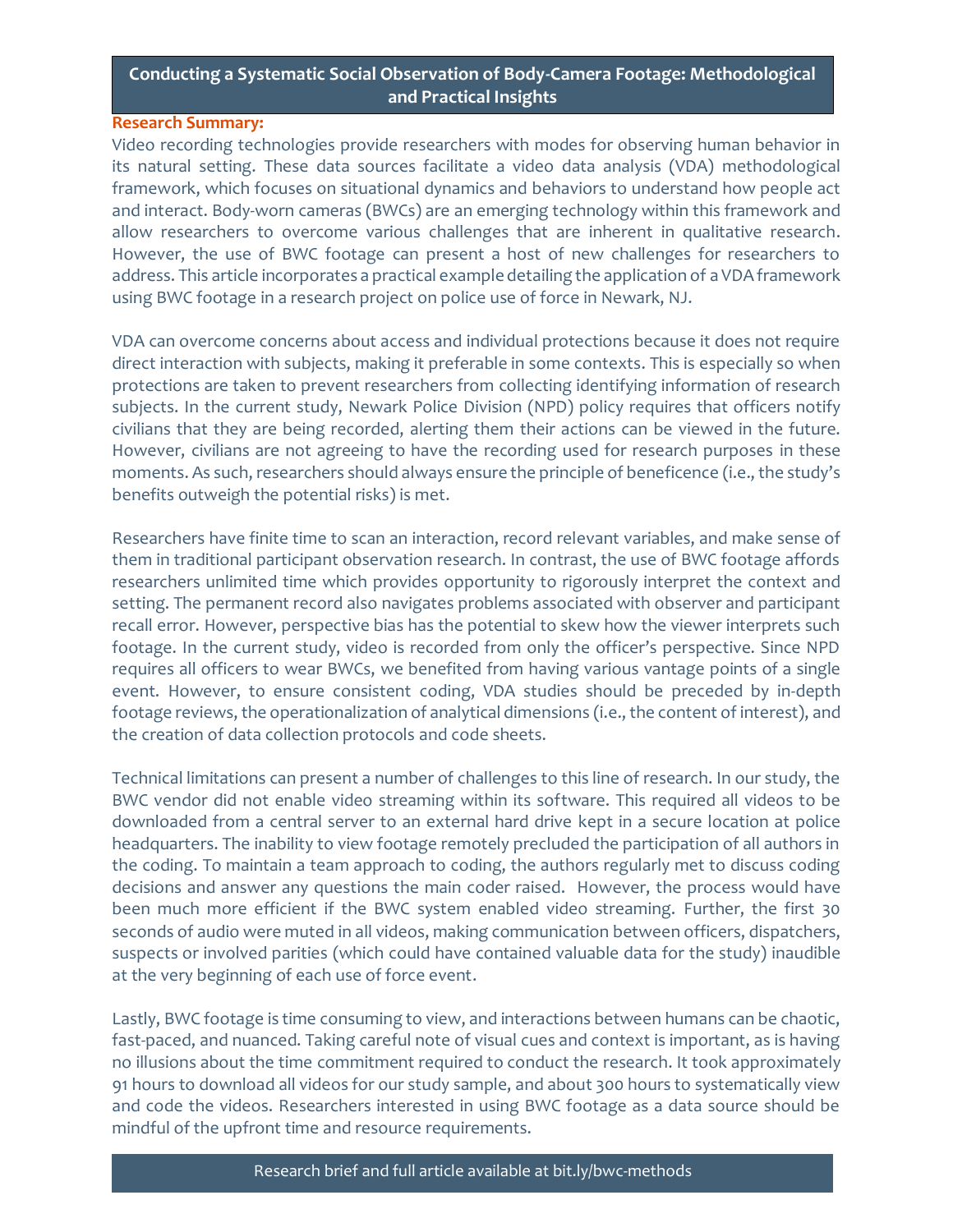# Conducting a Systematic Social Observation of Body-Camera Footage: Methodological and Practical Insights

**Research Summary:**

Video recording technologies provide researchers with modes for observing human behavior in its natural setting. These data sources facilitate a video data analysis (VDA) methodological framework, which focuses on situational dynamics and behaviors to understand how people act and interact. Body-worn cameras (BWCs) are an emerging technology within this framework and allow researchers to overcome various challenges that are inherent in qualitative research. However, the use of BWC footage can present a host of new challenges for researchers to address. This article incorporates a practical example detailing the application of a VDA framework using BWC footage in a research project on police use of force in Newark, NJ.

VDA can overcome concerns about access and individual protections because it does not require direct interaction with subjects, making it preferable in some contexts. This is especially so when protections are taken to prevent researchers from collecting identifying information of research subjects. In the current study, Newark Police Division (NPD) policy requires that officers notify civilians that they are being recorded, alerting them their actions can be viewed in the future. However, civilians are not agreeing to have the recording used for research purposes in these moments. As such, researchers should always ensure the principle of beneficence (i.e., the study's benefits outweigh the potential risks) is met.

Researchers have finite time to scan an interaction, record relevant variables, and make sense of them in traditional participant observation research. In contrast, the use of BWC footage affords researchers unlimited time which provides opportunity to rigorously interpret the context and setting. The permanent record also navigates problems associated with observer and participant recall error. However, perspective bias has the potential to skew how the viewer interprets such footage. In the current study, video is recorded from only the officer's perspective. Since NPD requires all officers to wear BWCs, we benefited from having various vantage points of a single event. However, to ensure consistent coding, VDA studies should be preceded by in-depth footage reviews, the operationalization of analytical dimensions (i.e., the content of interest), and the creation of data collection protocols and code sheets.

Technical limitations can present a number of challenges to this line of research. In our study, the BWC vendor did not enable video streaming within its software. This required all videos to be downloaded from a central server to an external hard drive kept in a secure location at police headquarters. The inability to view footage remotely precluded the participation of all authors in the coding. To maintain a team approach to coding, the authors regularly met to discuss coding decisions and answer any questions the main coder raised. However, the process would have been much more efficient if the BWC system enabled video streaming. Further, the first 30 seconds of audio were muted in all videos, making communication between officers, dispatchers, suspects or involved parities (which could have contained valuable data for the study) inaudible at the very beginning of each use of force event.

Lastly, BWC footage is time consuming to view, and interactions between humans can be chaotic, fast-paced, and nuanced. Taking careful note of visual cues and context is important, as is having no illusions about the time commitment required to conduct the research. It took approximately 91 hours to download all videos for our study sample, and about 300 hours to systematically view and code the videos. Researchers interested in using BWC footage as a data source should be mindful of the upfront time and resource requirements.

Research brief and full article available at bit.ly/bwc-methods